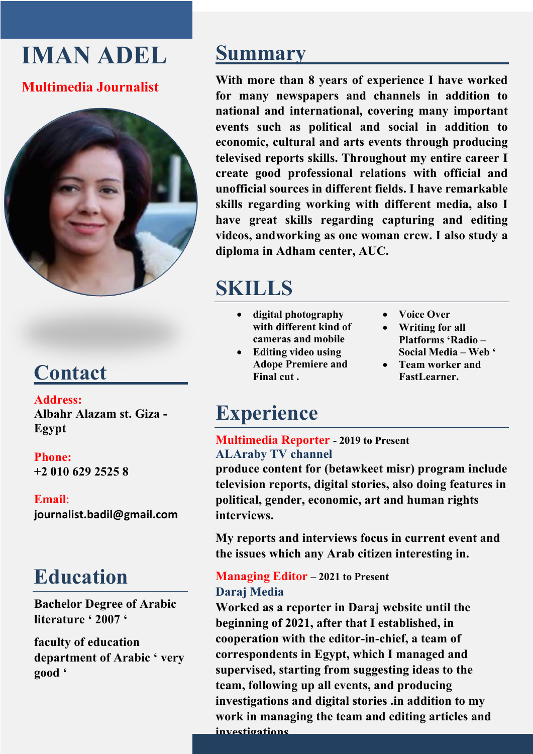# IMAN ADEL

**Multimedia Journalist**

## Contact

**Address:**
Albahr Alazam st. Giza - Egypt

**Phone:**
+2 010 629 2525 8

**Email:**
journalist.badil@gmail.com

## Education

Bachelor Degree of Arabic literature ' 2007 '

faculty of education department of Arabic ' very good '

## Summary

With more than 8 years of experience I have worked for many newspapers and channels in addition to national and international, covering many important events such as political and social in addition to economic, cultural and arts events through producing televised reports skills. Throughout my entire career I create good professional relations with official and unofficial sources in different fields. I have remarkable skills regarding working with different media, also I have great skills regarding capturing and editing videos, andworking as one woman crew. I also study a diploma in Adham center, AUC.

## SKILLS

- digital photography with different kind of cameras and mobile
- Editing video using Adope Premiere and Final cut .
- Voice Over
- Writing for all Platforms 'Radio – Social Media – Web '
- Team worker and FastLearner.

## Experience

**Multimedia Reporter** - 2019 to Present
**ALAraby TV channel**
produce content for (betawkeet misr) program include television reports, digital stories, also doing features in political, gender, economic, art and human rights interviews.

My reports and interviews focus in current event and the issues which any Arab citizen interesting in.

**Managing Editor** – 2021 to Present
**Daraj Media**
Worked as a reporter in Daraj website until the beginning of 2021, after that I established, in cooperation with the editor-in-chief, a team of correspondents in Egypt, which I managed and supervised, starting from suggesting ideas to the team, following up all events, and producing investigations and digital stories .in addition to my work in managing the team and editing articles and investigations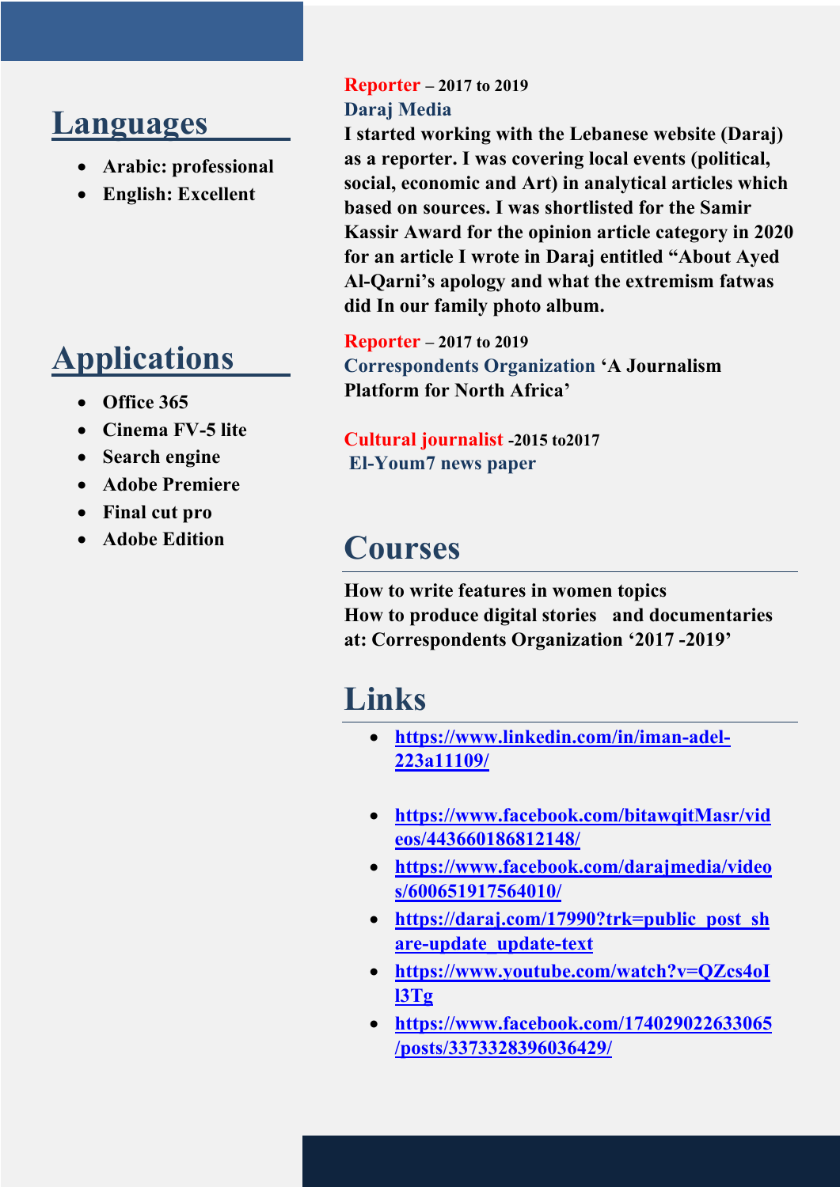## Languages

- Arabic: professional
- English: Excellent

## Applications

- Office 365
- Cinema FV-5 lite
- Search engine
- Adobe Premiere
- Final cut pro
- Adobe Edition

**Reporter – 2017 to 2019**
**Daraj Media**
**I started working with the Lebanese website (Daraj) as a reporter. I was covering local events (political, social, economic and Art) in analytical articles which based on sources. I was shortlisted for the Samir Kassir Award for the opinion article category in 2020 for an article I wrote in Daraj entitled "About Ayed Al-Qarni's apology and what the extremism fatwas did In our family photo album.**

**Reporter – 2017 to 2019**
**Correspondents Organization 'A Journalism Platform for North Africa'**

**Cultural journalist -2015 to2017**
**El-Youm7 news paper**

## Courses

**How to write features in women topics**
**How to produce digital stories and documentaries at: Correspondents Organization '2017 -2019'**

## Links

- https://www.linkedin.com/in/iman-adel-223a11109/
- https://www.facebook.com/bitawqitMasr/videos/443660186812148/
- https://www.facebook.com/darajmedia/videos/600651917564010/
- https://daraj.com/17990?trk=public_post_share-update_update-text
- https://www.youtube.com/watch?v=QZcs4oIl3Tg
- https://www.facebook.com/174029022633065/posts/3373328396036429/